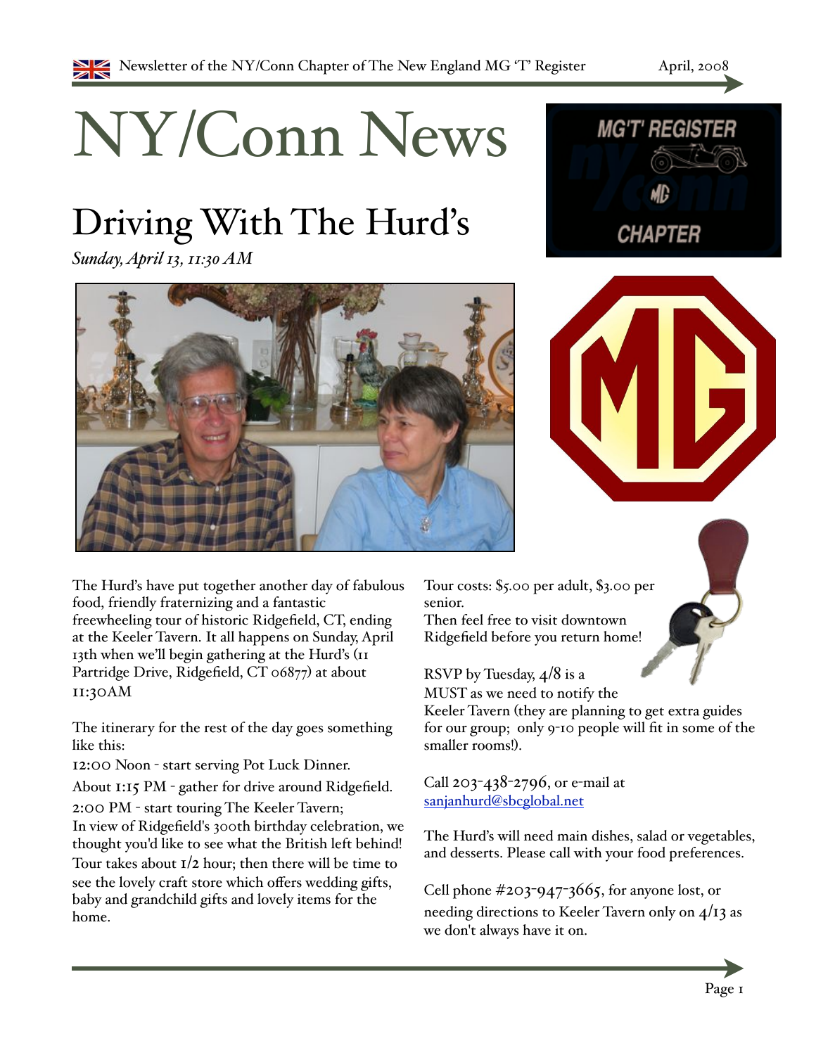# NY/Conn News

## Driving With The Hurd's

*Sunday, April 13, 11:30 AM*

The Hurd's have put together another day of fabulous food, friendly fraternizing and a fantastic freewheeling tour of historic Ridgefield, CT, ending at the Keeler Tavern. It all happens on Sunday, April 13th when we'll begin gathering at the Hurd's (11 Partridge Drive, Ridgefield, CT 06877) at about 11:30AM

The itinerary for the rest of the day goes something like this:

12:00 Noon - start serving Pot Luck Dinner.

About 1:15 PM - gather for drive around Ridgefield.

2:00 PM - start touring The Keeler Tavern;
In view of Ridgefield's 300th birthday celebration, we thought you'd like to see what the British left behind! Tour takes about 1/2 hour; then there will be time to see the lovely craft store which offers wedding gifts, baby and grandchild gifts and lovely items for the home.

Tour costs: $5.00 per adult, $3.00 per senior.
Then feel free to visit downtown Ridgefield before you return home!

RSVP by Tuesday, 4/8 is a MUST as we need to notify the Keeler Tavern (they are planning to get extra guides for our group; only 9-10 people will fit in some of the smaller rooms!).

Call 203-438-2796, or e-mail at sanjanhurd@sbcglobal.net

The Hurd's will need main dishes, salad or vegetables, and desserts. Please call with your food preferences.

Cell phone #203-947-3665, for anyone lost, or needing directions to Keeler Tavern only on 4/13 as we don't always have it on.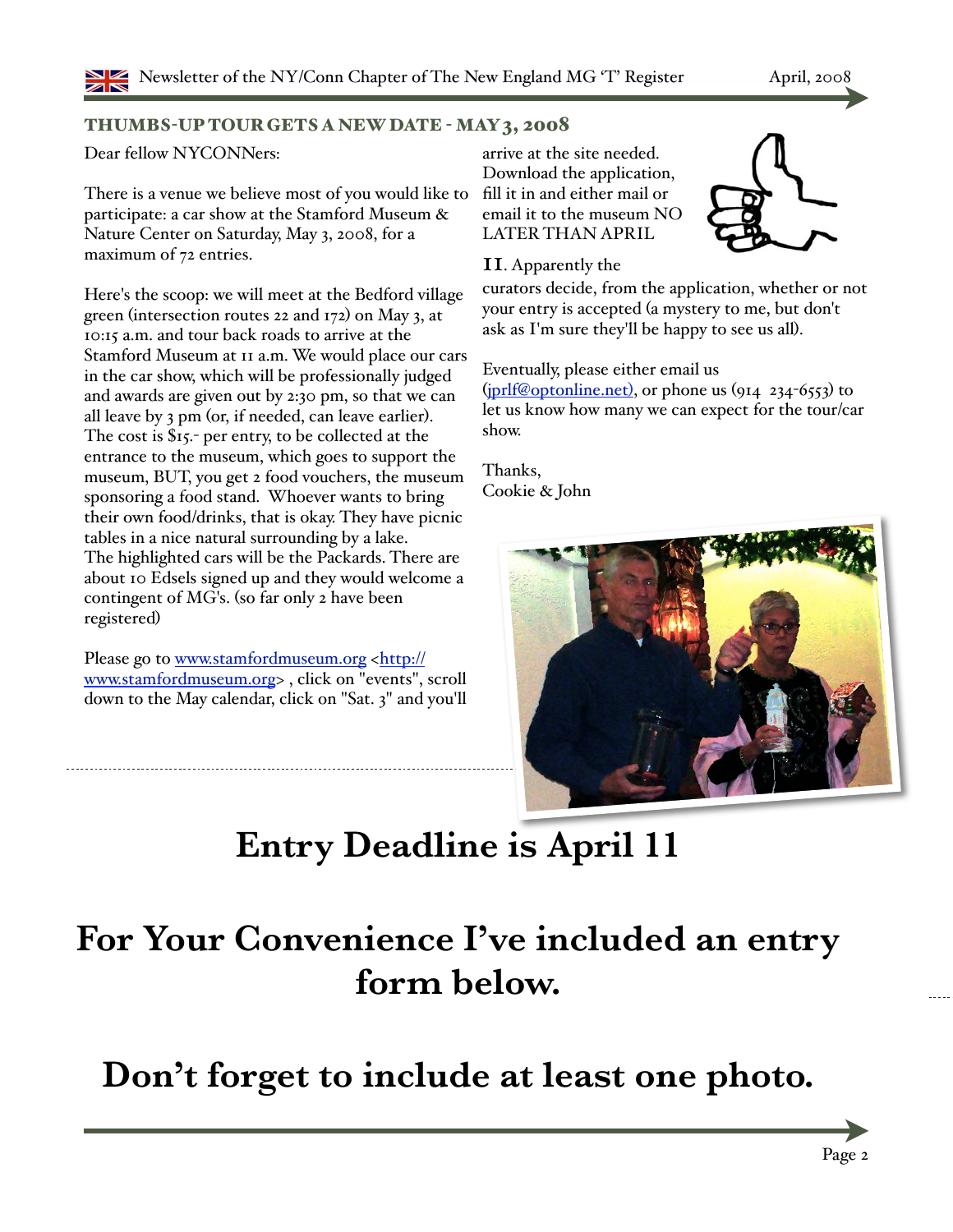## THUMBS-UP TOUR GETS A NEW DATE - MAY 3, 2008

Dear fellow NYCONNers:

There is a venue we believe most of you would like to participate: a car show at the Stamford Museum & Nature Center on Saturday, May 3, 2008, for a maximum of 72 entries.

Here's the scoop: we will meet at the Bedford village green (intersection routes 22 and 172) on May 3, at 10:15 a.m. and tour back roads to arrive at the Stamford Museum at 11 a.m. We would place our cars in the car show, which will be professionally judged and awards are given out by 2:30 pm, so that we can all leave by 3 pm (or, if needed, can leave earlier). The cost is $15.- per entry, to be collected at the entrance to the museum, which goes to support the museum, BUT, you get 2 food vouchers, the museum sponsoring a food stand. Whoever wants to bring their own food/drinks, that is okay. They have picnic tables in a nice natural surrounding by a lake. The highlighted cars will be the Packards. There are about 10 Edsels signed up and they would welcome a contingent of MG's. (so far only 2 have been registered)

Please go to www.stamfordmuseum.org <http://www.stamfordmuseum.org> , click on "events", scroll down to the May calendar, click on "Sat. 3" and you'll arrive at the site needed. Download the application, fill it in and either mail or email it to the museum NO LATER THAN APRIL 11. Apparently the curators decide, from the application, whether or not your entry is accepted (a mystery to me, but don't ask as I'm sure they'll be happy to see us all).

Eventually, please either email us (jprlf@optonline.net), or phone us (914 234-6553) to let us know how many we can expect for the tour/car show.

Thanks,
Cookie & John

# Entry Deadline is April 11

# For Your Convenience I've included an entry form below.

# Don't forget to include at least one photo.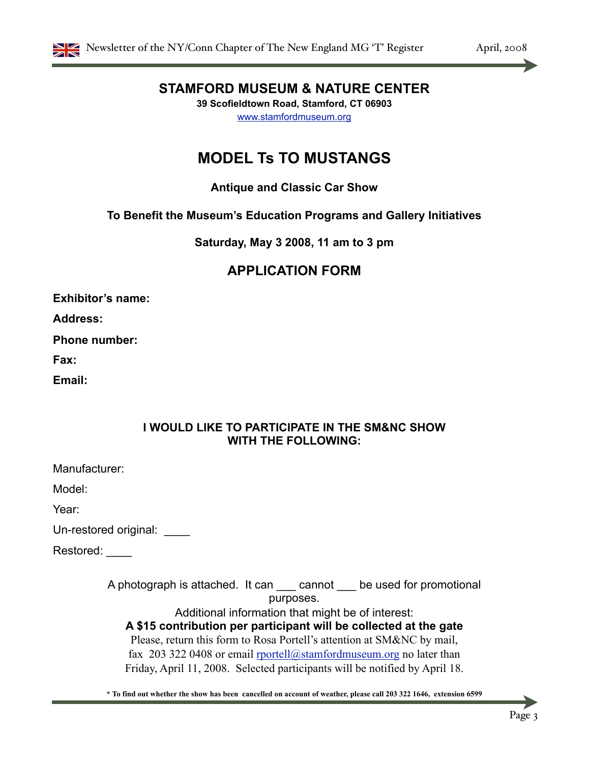# STAMFORD MUSEUM & NATURE CENTER

**39 Scofieldtown Road, Stamford, CT 06903**

www.stamfordmuseum.org

# MODEL Ts TO MUSTANGS

**Antique and Classic Car Show**

**To Benefit the Museum's Education Programs and Gallery Initiatives**

**Saturday, May 3 2008, 11 am to 3 pm**

## APPLICATION FORM

**Exhibitor's name:**

**Address:**

**Phone number:**

**Fax:**

**Email:**

**I WOULD LIKE TO PARTICIPATE IN THE SM&NC SHOW WITH THE FOLLOWING:**

Manufacturer:

Model:

Year:

Un-restored original: ____

Restored: ____

A photograph is attached. It can ___ cannot ___ be used for promotional purposes.

Additional information that might be of interest:

**A $15 contribution per participant will be collected at the gate**

Please, return this form to Rosa Portell's attention at SM&NC by mail, fax 203 322 0408 or email rportell@stamfordmuseum.org no later than Friday, April 11, 2008. Selected participants will be notified by April 18.

**\* To find out whether the show has been cancelled on account of weather, please call 203 322 1646, extension 6599**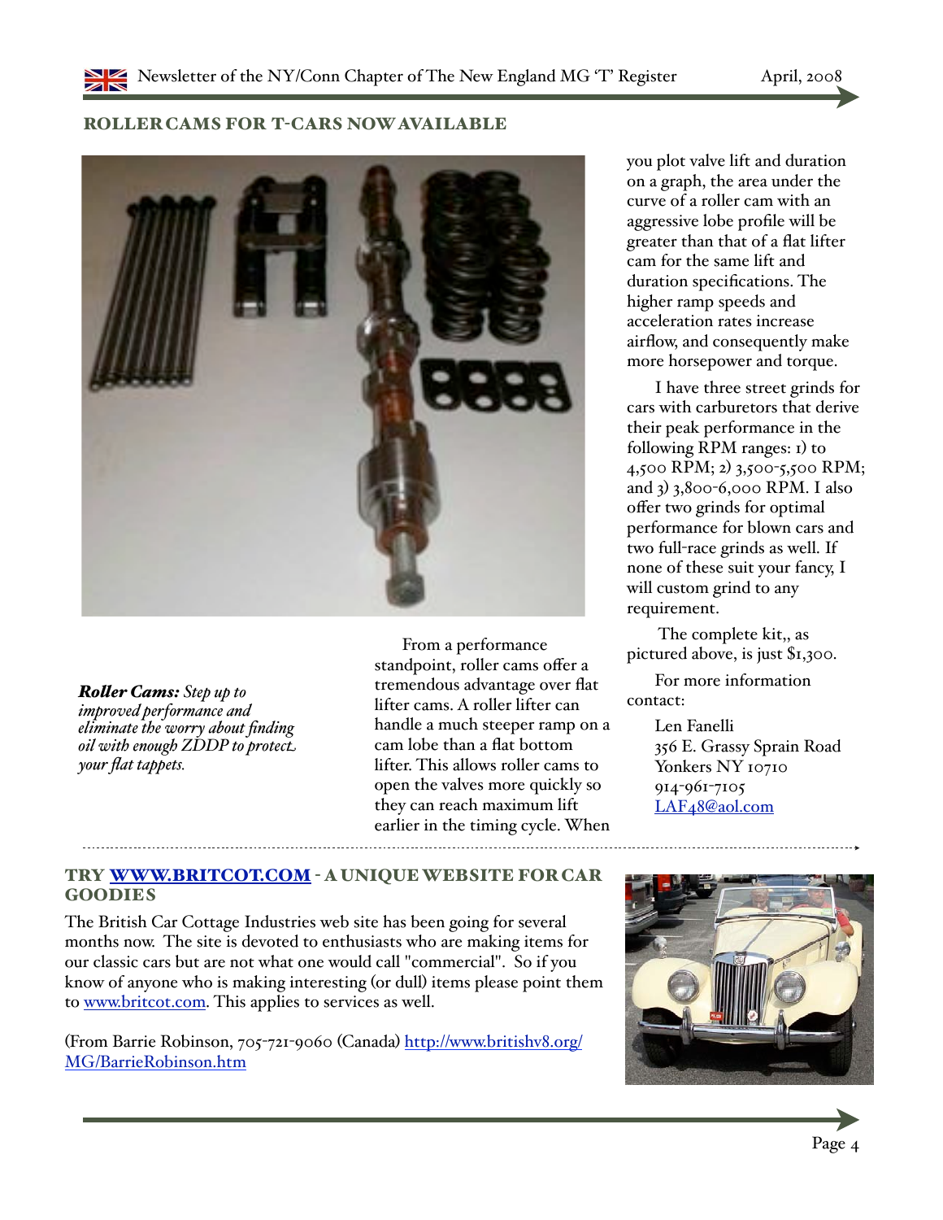## ROLLER CAMS FOR T-CARS NOW AVAILABLE

***Roller Cams:*** *Step up to improved performance and eliminate the worry about finding oil with enough ZDDP to protect your flat tappets.*

From a performance standpoint, roller cams offer a tremendous advantage over flat lifter cams. A roller lifter can handle a much steeper ramp on a cam lobe than a flat bottom lifter. This allows roller cams to open the valves more quickly so they can reach maximum lift earlier in the timing cycle. When you plot valve lift and duration on a graph, the area under the curve of a roller cam with an aggressive lobe profile will be greater than that of a flat lifter cam for the same lift and duration specifications. The higher ramp speeds and acceleration rates increase airflow, and consequently make more horsepower and torque.

I have three street grinds for cars with carburetors that derive their peak performance in the following RPM ranges: 1) to 4,500 RPM; 2) 3,500-5,500 RPM; and 3) 3,800-6,000 RPM. I also offer two grinds for optimal performance for blown cars and two full-race grinds as well. If none of these suit your fancy, I will custom grind to any requirement.

The complete kit,, as pictured above, is just $1,300.

For more information contact:

Len Fanelli
356 E. Grassy Sprain Road
Yonkers NY 10710
914-961-7105
LAF48@aol.com

## TRY WWW.BRITCOT.COM - A UNIQUE WEBSITE FOR CAR GOODIES

The British Car Cottage Industries web site has been going for several months now. The site is devoted to enthusiasts who are making items for our classic cars but are not what one would call "commercial". So if you know of anyone who is making interesting (or dull) items please point them to www.britcot.com. This applies to services as well.

(From Barrie Robinson, 705-721-9060 (Canada) http://www.britishv8.org/MG/BarrieRobinson.htm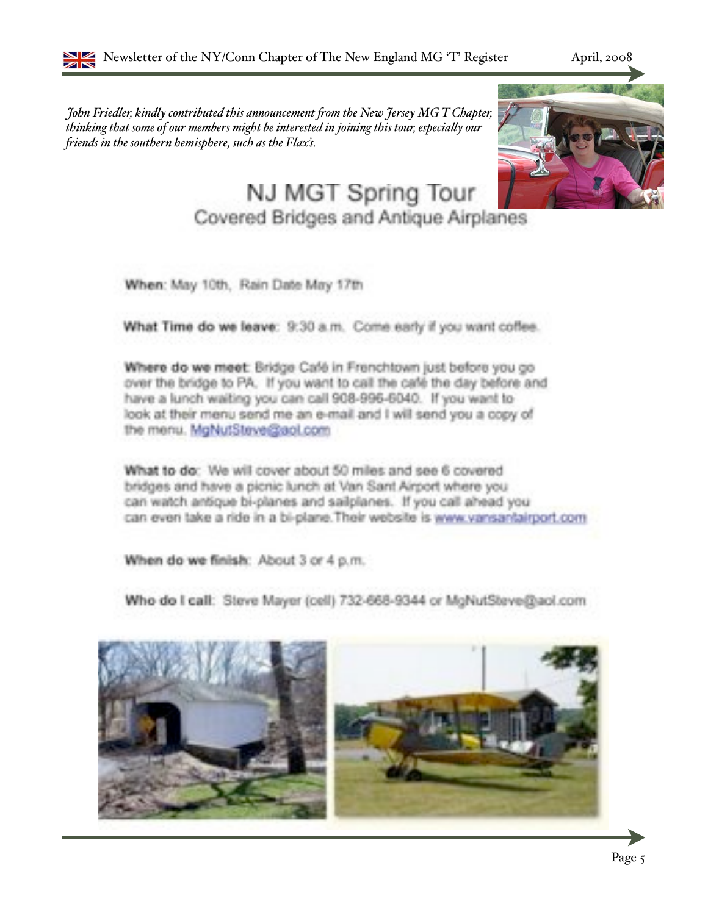*John Friedler, kindly contributed this announcement from the New Jersey MG T Chapter, thinking that some of our members might be interested in joining this tour, especially our friends in the southern hemisphere, such as the Flax's.*

# NJ MGT Spring Tour

## Covered Bridges and Antique Airplanes

**When**: May 10th, Rain Date May 17th

**What Time do we leave**: 9:30 a.m. Come early if you want coffee.

**Where do we meet**: Bridge Café in Frenchtown just before you go over the bridge to PA. If you want to call the café the day before and have a lunch waiting you can call 908-996-6040. If you want to look at their menu send me an e-mail and I will send you a copy of the menu. MgNutSteve@aol.com

**What to do**: We will cover about 50 miles and see 6 covered bridges and have a picnic lunch at Van Sant Airport where you can watch antique bi-planes and sailplanes. If you call ahead you can even take a ride in a bi-plane. Their website is www.vansantairport.com

**When do we finish**: About 3 or 4 p.m.

**Who do I call**: Steve Mayer (cell) 732-668-9344 or MgNutSteve@aol.com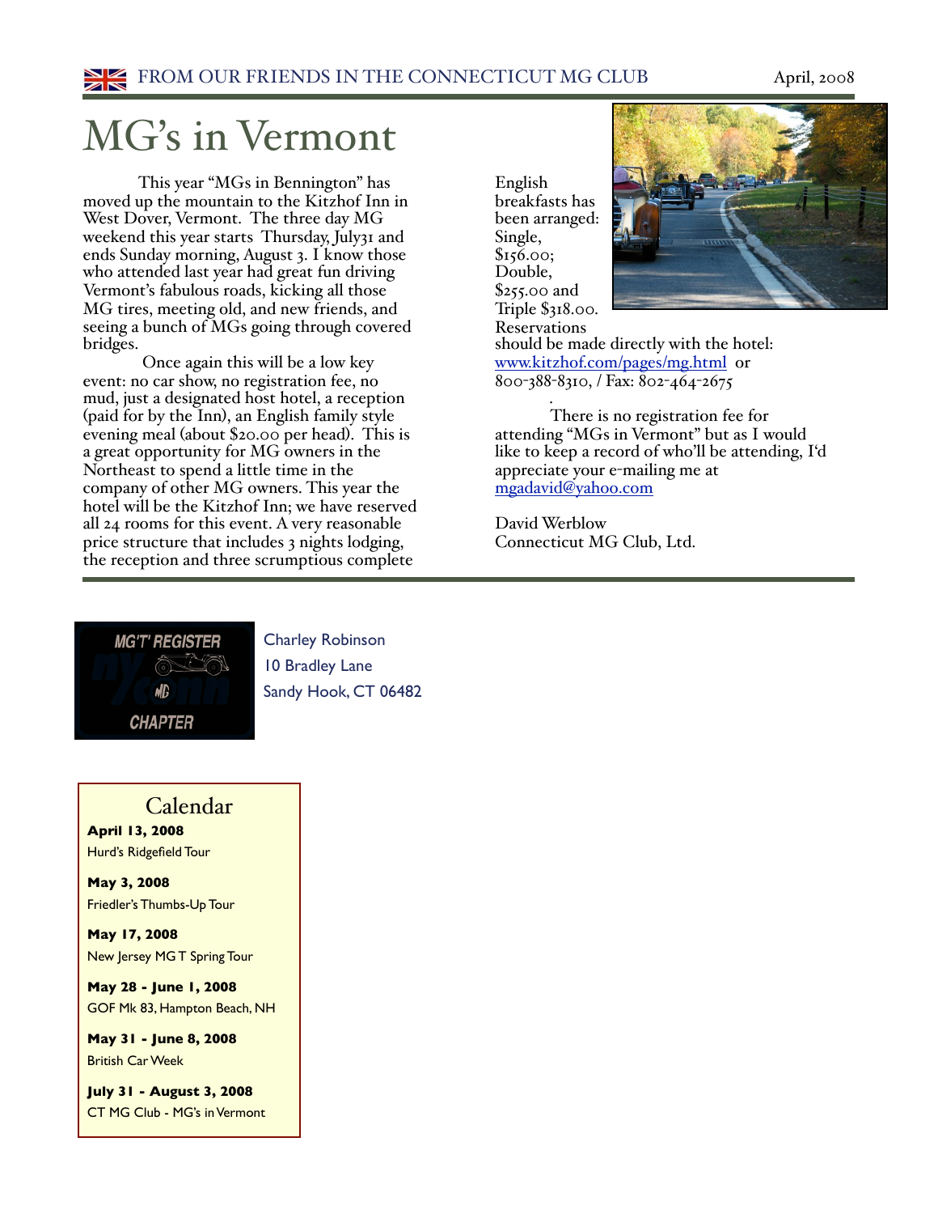FROM OUR FRIENDS IN THE CONNECTICUT MG CLUB

April, 2008

# MG's in Vermont

This year "MGs in Bennington" has moved up the mountain to the Kitzhof Inn in West Dover, Vermont. The three day MG weekend this year starts Thursday, July31 and ends Sunday morning, August 3. I know those who attended last year had great fun driving Vermont's fabulous roads, kicking all those MG tires, meeting old, and new friends, and seeing a bunch of MGs going through covered bridges.

Once again this will be a low key event: no car show, no registration fee, no mud, just a designated host hotel, a reception (paid for by the Inn), an English family style evening meal (about $20.00 per head). This is a great opportunity for MG owners in the Northeast to spend a little time in the company of other MG owners. This year the hotel will be the Kitzhof Inn; we have reserved all 24 rooms for this event. A very reasonable price structure that includes 3 nights lodging, the reception and three scrumptious complete English breakfasts has been arranged: Single, $156.00; Double, $255.00 and Triple $318.00. Reservations should be made directly with the hotel: www.kitzhof.com/pages/mg.html or 800-388-8310, / Fax: 802-464-2675

There is no registration fee for attending "MGs in Vermont" but as I would like to keep a record of who'll be attending, I'd appreciate your e-mailing me at mgadavid@yahoo.com

David Werblow
Connecticut MG Club, Ltd.

MG'T' REGISTER
MG
CHAPTER

Charley Robinson
10 Bradley Lane
Sandy Hook, CT 06482

## Calendar

**April 13, 2008**
Hurd's Ridgefield Tour

**May 3, 2008**
Friedler's Thumbs-Up Tour

**May 17, 2008**
New Jersey MG T Spring Tour

**May 28 - June 1, 2008**
GOF Mk 83, Hampton Beach, NH

**May 31 - June 8, 2008**
British Car Week

**July 31 - August 3, 2008**
CT MG Club - MG's in Vermont